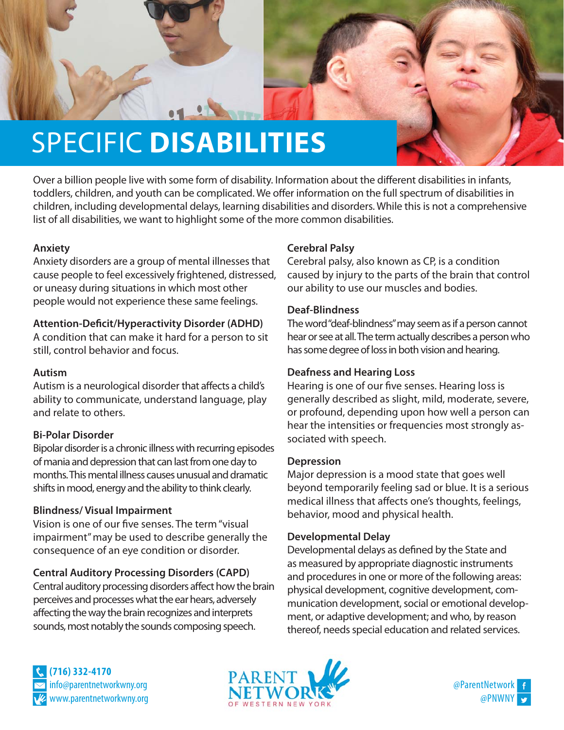# SPECIFIC **DISABILITIES**

Over a billion people live with some form of disability. Information about the different disabilities in infants, toddlers, children, and youth can be complicated. We offer information on the full spectrum of disabilities in children, including developmental delays, learning disabilities and disorders. While this is not a comprehensive list of all disabilities, we want to highlight some of the more common disabilities.

### Anxiety

Anxiety disorders are a group of mental illnesses that cause people to feel excessively frightened, distressed, or uneasy during situations in which most other people would not experience these same feelings.

### Attention-Deficit/Hyperactivity Disorder (ADHD)

A condition that can make it hard for a person to sit still, control behavior and focus.

### Autism

Autism is a neurological disorder that affects a child's ability to communicate, understand language, play and relate to others.

### Bi-Polar Disorder

Bipolar disorder is a chronic illness with recurring episodes of mania and depression that can last from one day to months. This mental illness causes unusual and dramatic shifts in mood, energy and the ability to think clearly.

### Blindness/ Visual Impairment

Vision is one of our five senses. The term "visual impairment" may be used to describe generally the consequence of an eye condition or disorder.

### Central Auditory Processing Disorders (CAPD)

Central auditory processing disorders affect how the brain perceives and processes what the ear hears, adversely affecting the way the brain recognizes and interprets sounds, most notably the sounds composing speech.

### Cerebral Palsy

Cerebral palsy, also known as CP, is a condition caused by injury to the parts of the brain that control our ability to use our muscles and bodies.

### Deaf-Blindness

The word "deaf-blindness" may seem as if a person cannot hear or see at all. The term actually describes a person who has some degree of loss in both vision and hearing.

### Deafness and Hearing Loss

Hearing is one of our five senses. Hearing loss is generally described as slight, mild, moderate, severe, or profound, depending upon how well a person can hear the intensities or frequencies most strongly associated with speech.

### Depression

Major depression is a mood state that goes well beyond temporarily feeling sad or blue. It is a serious medical illness that affects one's thoughts, feelings, behavior, mood and physical health.

### Developmental Delay

Developmental delays as defined by the State and as measured by appropriate diagnostic instruments and procedures in one or more of the following areas: physical development, cognitive development, communication development, social or emotional development, or adaptive development; and who, by reason thereof, needs special education and related services.

(716) 332-4170
info@parentnetworkwny.org
www.parentnetworkwny.org

PARENT NETWORK OF WESTERN NEW YORK

@ParentNetwork
@PNWNY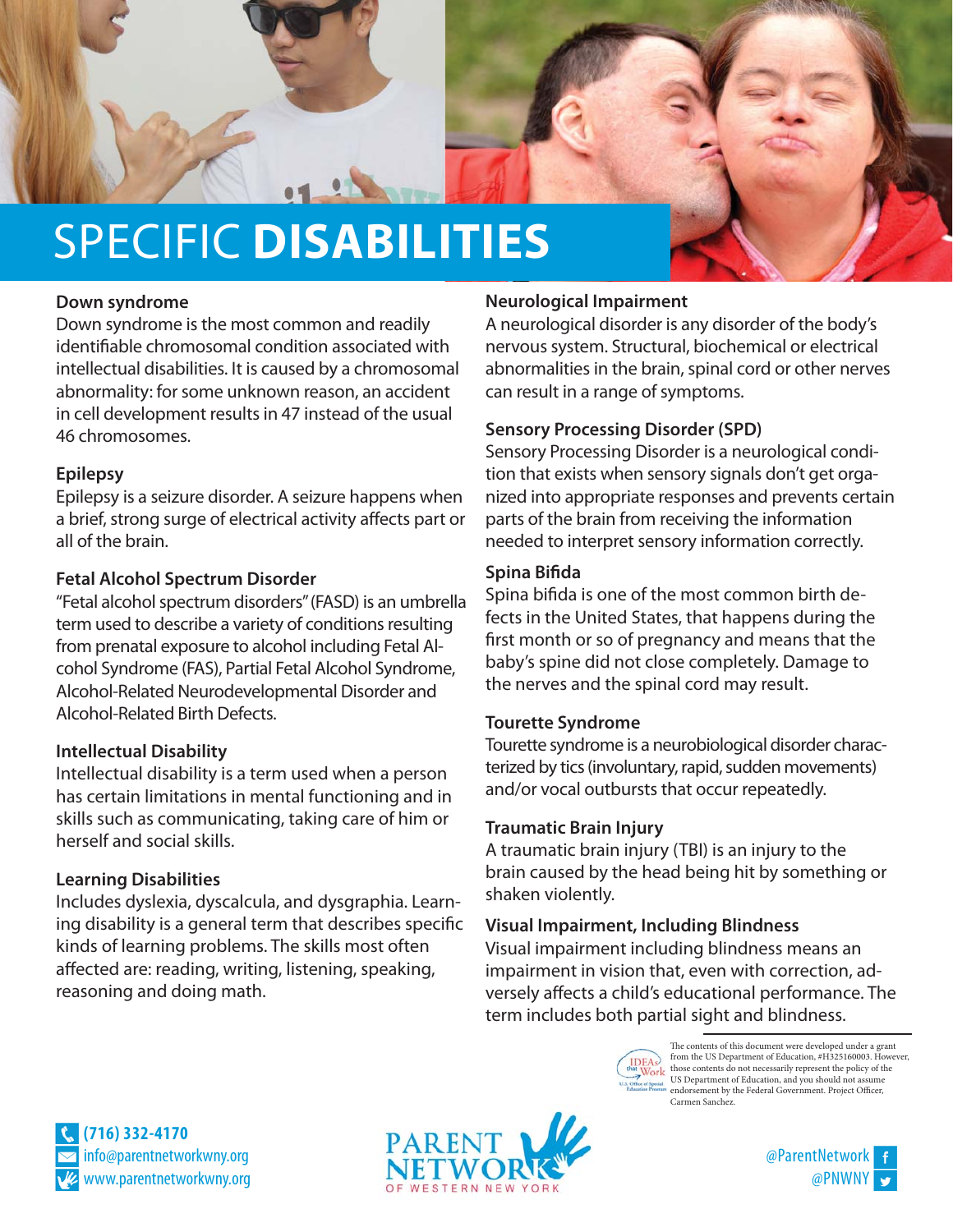# SPECIFIC **DISABILITIES**

### Down syndrome

Down syndrome is the most common and readily identifiable chromosomal condition associated with intellectual disabilities. It is caused by a chromosomal abnormality: for some unknown reason, an accident in cell development results in 47 instead of the usual 46 chromosomes.

### Epilepsy

Epilepsy is a seizure disorder. A seizure happens when a brief, strong surge of electrical activity affects part or all of the brain.

### Fetal Alcohol Spectrum Disorder

"Fetal alcohol spectrum disorders" (FASD) is an umbrella term used to describe a variety of conditions resulting from prenatal exposure to alcohol including Fetal Alcohol Syndrome (FAS), Partial Fetal Alcohol Syndrome, Alcohol-Related Neurodevelopmental Disorder and Alcohol-Related Birth Defects.

### Intellectual Disability

Intellectual disability is a term used when a person has certain limitations in mental functioning and in skills such as communicating, taking care of him or herself and social skills.

### Learning Disabilities

Includes dyslexia, dyscalcula, and dysgraphia. Learning disability is a general term that describes specific kinds of learning problems. The skills most often affected are: reading, writing, listening, speaking, reasoning and doing math.

### Neurological Impairment

A neurological disorder is any disorder of the body's nervous system. Structural, biochemical or electrical abnormalities in the brain, spinal cord or other nerves can result in a range of symptoms.

### Sensory Processing Disorder (SPD)

Sensory Processing Disorder is a neurological condition that exists when sensory signals don't get organized into appropriate responses and prevents certain parts of the brain from receiving the information needed to interpret sensory information correctly.

### Spina Bifida

Spina bifida is one of the most common birth defects in the United States, that happens during the first month or so of pregnancy and means that the baby's spine did not close completely. Damage to the nerves and the spinal cord may result.

### Tourette Syndrome

Tourette syndrome is a neurobiological disorder characterized by tics (involuntary, rapid, sudden movements) and/or vocal outbursts that occur repeatedly.

### Traumatic Brain Injury

A traumatic brain injury (TBI) is an injury to the brain caused by the head being hit by something or shaken violently.

### Visual Impairment, Including Blindness

Visual impairment including blindness means an impairment in vision that, even with correction, adversely affects a child's educational performance. The term includes both partial sight and blindness.

IDEAs that Work — U.S. Office of Special Education Programs

The contents of this document were developed under a grant from the US Department of Education, #H325160003. However, those contents do not necessarily represent the policy of the US Department of Education, and you should not assume endorsement by the Federal Government. Project Officer, Carmen Sanchez.

(716) 332-4170
info@parentnetworkwny.org
www.parentnetworkwny.org

PARENT NETWORK OF WESTERN NEW YORK

@ParentNetwork
@PNWNY